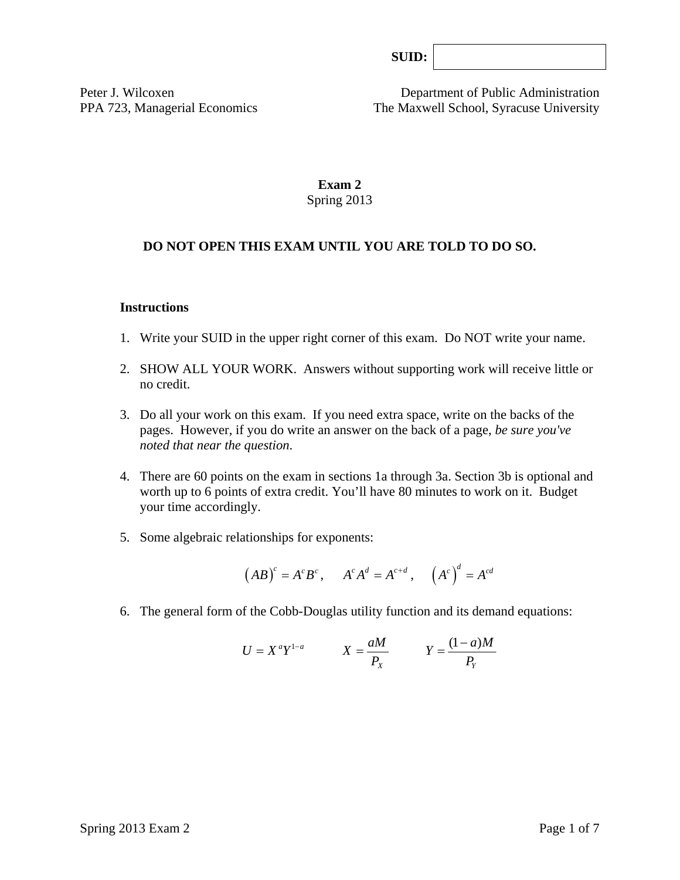**SUID:**

Peter J. Wilcoxen
PPA 723, Managerial Economics

Department of Public Administration
The Maxwell School, Syracuse University

# Exam 2

Spring 2013

**DO NOT OPEN THIS EXAM UNTIL YOU ARE TOLD TO DO SO.**

**Instructions**

1. Write your SUID in the upper right corner of this exam. Do NOT write your name.

2. SHOW ALL YOUR WORK. Answers without supporting work will receive little or no credit.

3. Do all your work on this exam. If you need extra space, write on the backs of the pages. However, if you do write an answer on the back of a page, *be sure you've noted that near the question*.

4. There are 60 points on the exam in sections 1a through 3a. Section 3b is optional and worth up to 6 points of extra credit. You'll have 80 minutes to work on it. Budget your time accordingly.

5. Some algebraic relationships for exponents:

$$\left(AB\right)^c = A^c B^c, \qquad A^c A^d = A^{c+d}, \qquad \left(A^c\right)^d = A^{cd}$$

6. The general form of the Cobb-Douglas utility function and its demand equations:

$$U = X^a Y^{1-a} \qquad X = \frac{aM}{P_X} \qquad Y = \frac{(1-a)M}{P_Y}$$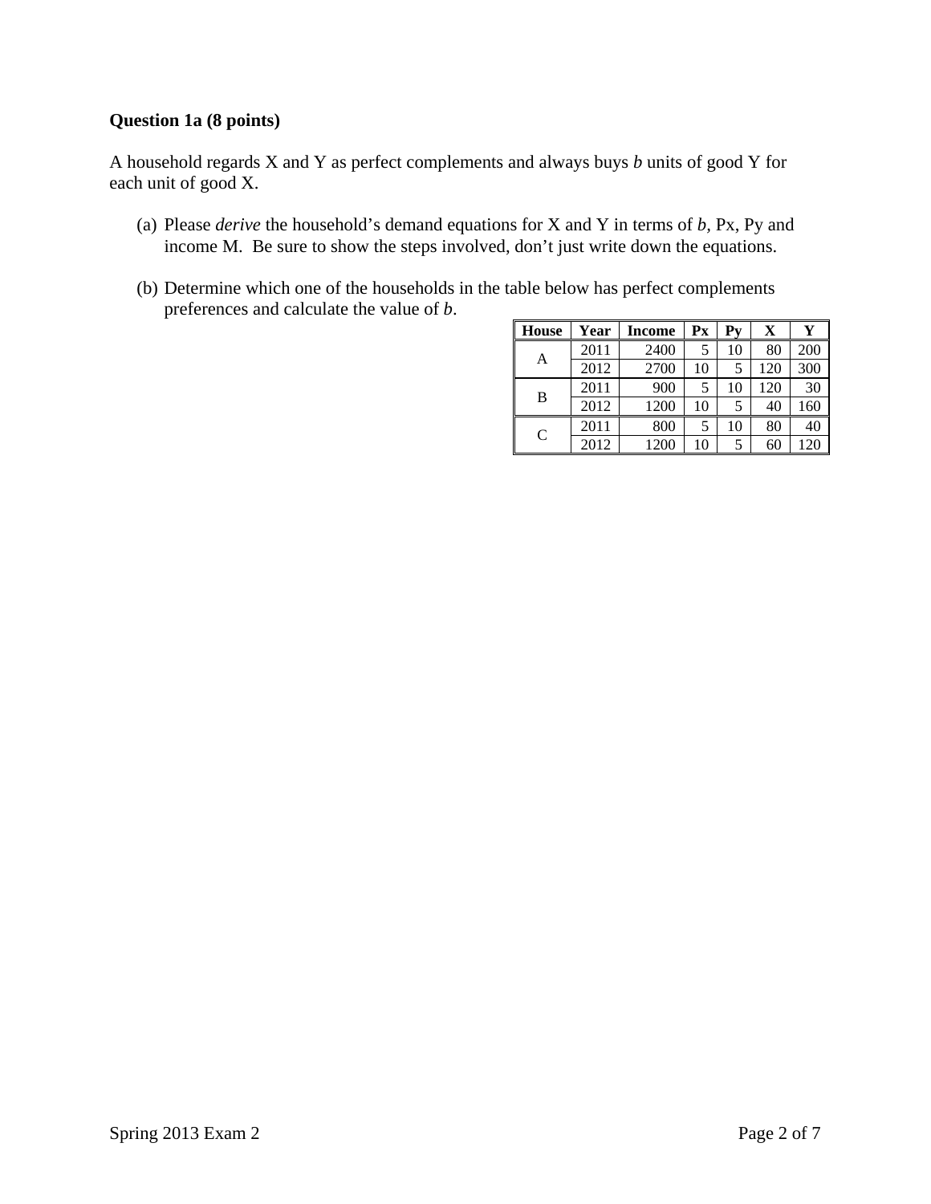**Question 1a (8 points)**

A household regards X and Y as perfect complements and always buys *b* units of good Y for each unit of good X.

(a) Please *derive* the household's demand equations for X and Y in terms of *b*, Px, Py and income M. Be sure to show the steps involved, don't just write down the equations.

(b) Determine which one of the households in the table below has perfect complements preferences and calculate the value of *b*.

| House | Year | Income | Px | Py | X | Y |
|---|---|---|---|---|---|---|
| A | 2011 | 2400 | 5 | 10 | 80 | 200 |
| | 2012 | 2700 | 10 | 5 | 120 | 300 |
| B | 2011 | 900 | 5 | 10 | 120 | 30 |
| | 2012 | 1200 | 10 | 5 | 40 | 160 |
| C | 2011 | 800 | 5 | 10 | 80 | 40 |
| | 2012 | 1200 | 10 | 5 | 60 | 120 |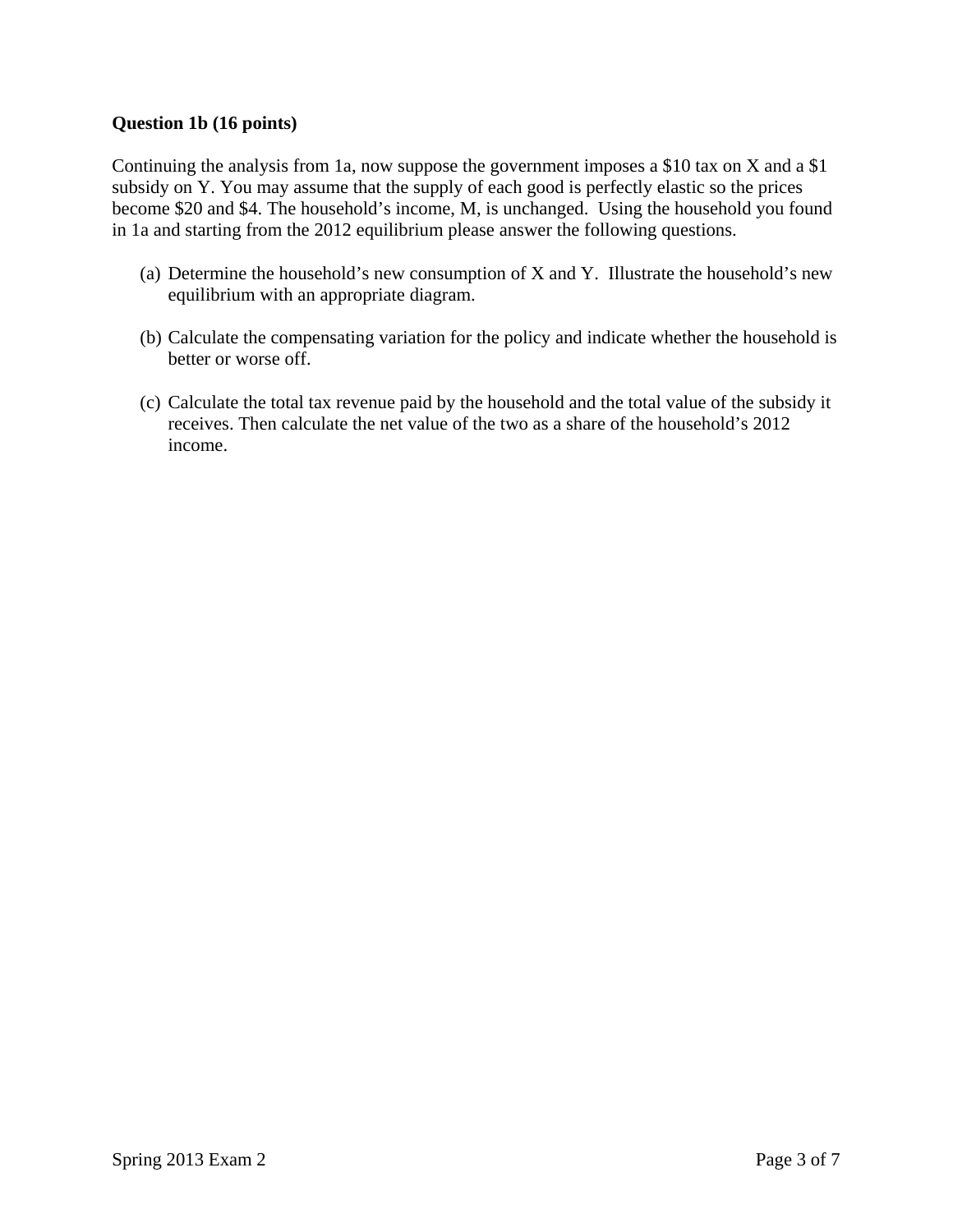**Question 1b (16 points)**

Continuing the analysis from 1a, now suppose the government imposes a $10 tax on X and a $1 subsidy on Y. You may assume that the supply of each good is perfectly elastic so the prices become $20 and $4. The household's income, M, is unchanged. Using the household you found in 1a and starting from the 2012 equilibrium please answer the following questions.

(a) Determine the household's new consumption of X and Y. Illustrate the household's new equilibrium with an appropriate diagram.

(b) Calculate the compensating variation for the policy and indicate whether the household is better or worse off.

(c) Calculate the total tax revenue paid by the household and the total value of the subsidy it receives. Then calculate the net value of the two as a share of the household's 2012 income.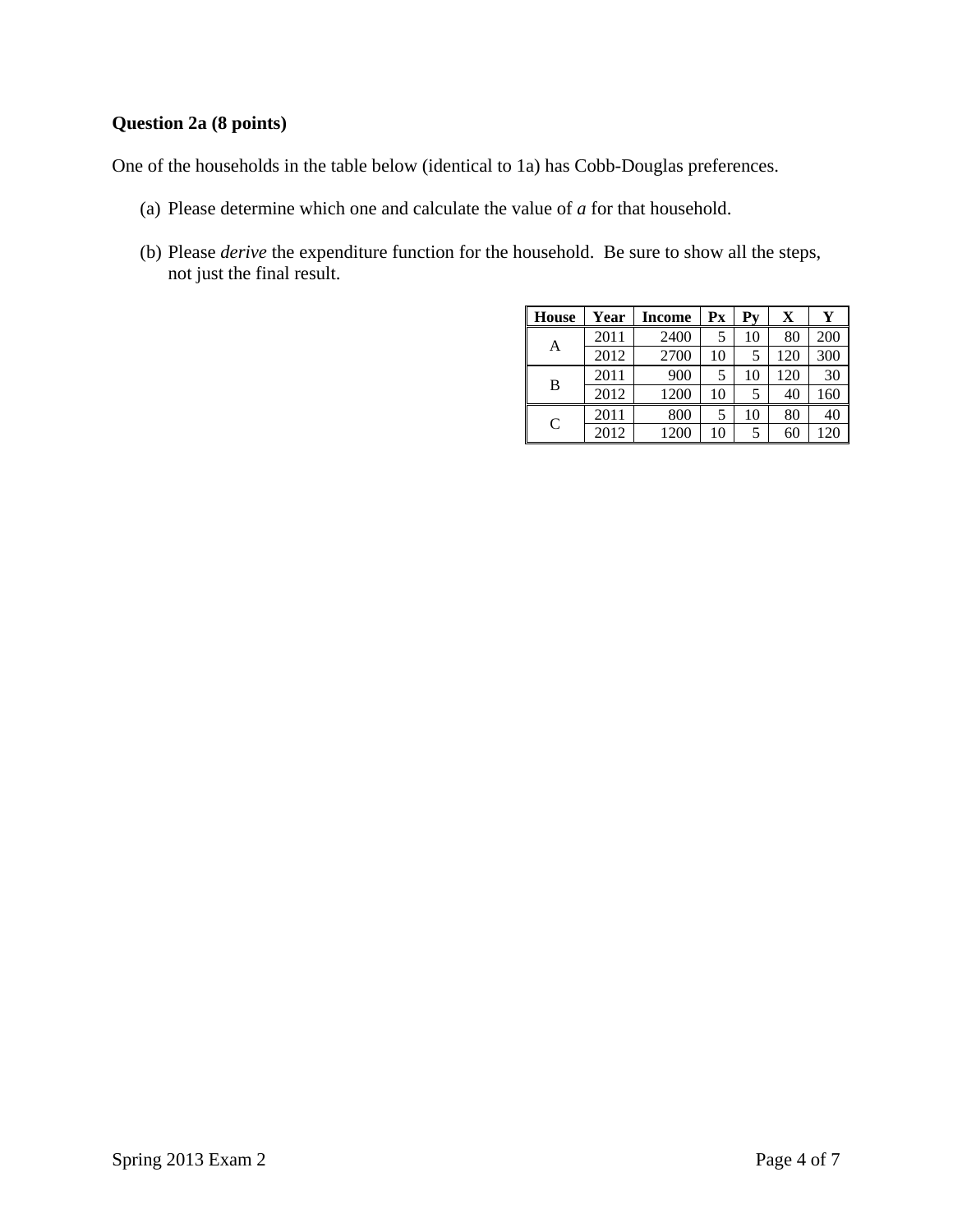**Question 2a (8 points)**

One of the households in the table below (identical to 1a) has Cobb-Douglas preferences.

(a) Please determine which one and calculate the value of *a* for that household.

(b) Please *derive* the expenditure function for the household. Be sure to show all the steps, not just the final result.

| House | Year | Income | Px | Py | X | Y |
|---|---|---|---|---|---|---|
| A | 2011 | 2400 | 5 | 10 | 80 | 200 |
| | 2012 | 2700 | 10 | 5 | 120 | 300 |
| B | 2011 | 900 | 5 | 10 | 120 | 30 |
| | 2012 | 1200 | 10 | 5 | 40 | 160 |
| C | 2011 | 800 | 5 | 10 | 80 | 40 |
| | 2012 | 1200 | 10 | 5 | 60 | 120 |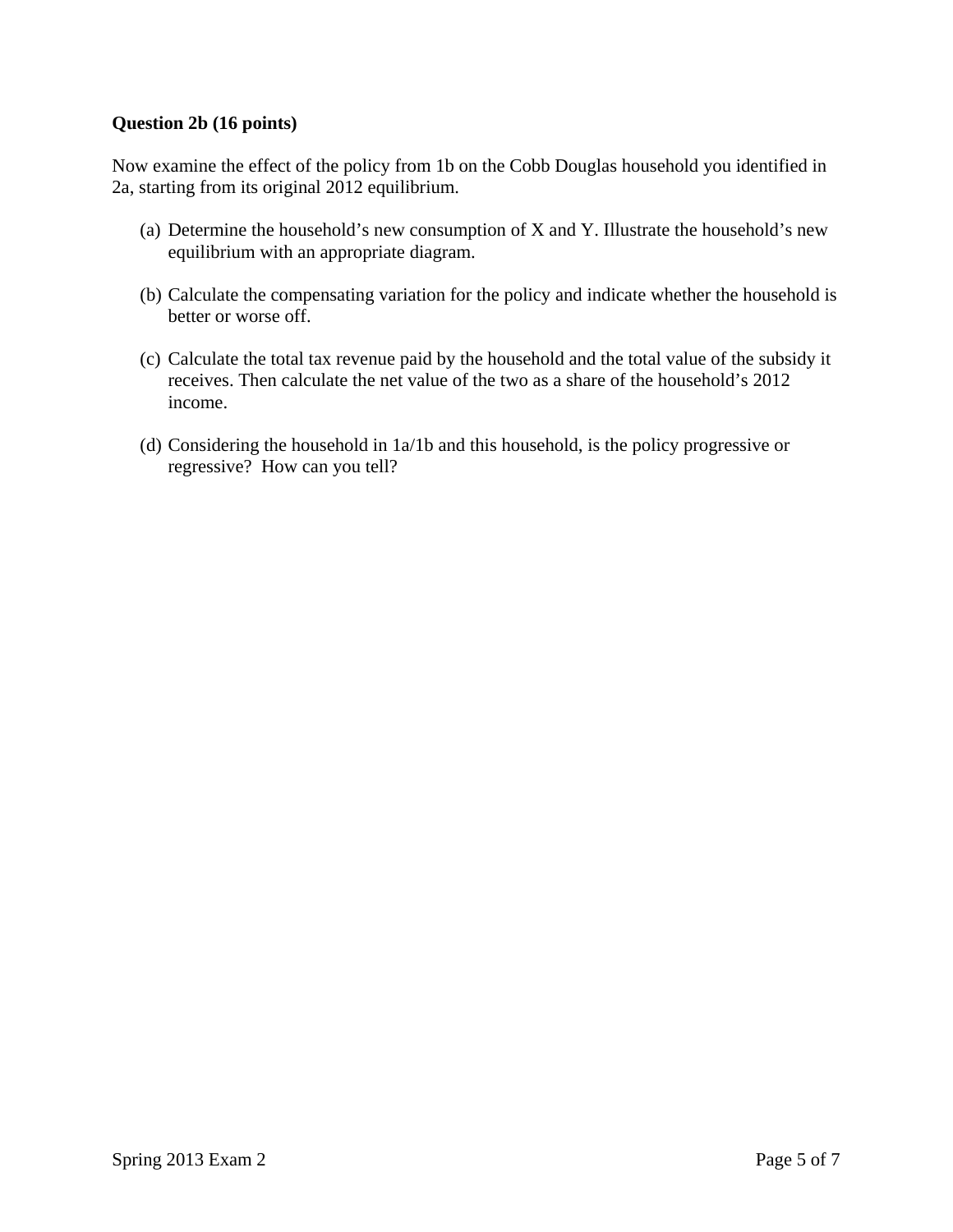**Question 2b (16 points)**

Now examine the effect of the policy from 1b on the Cobb Douglas household you identified in 2a, starting from its original 2012 equilibrium.

(a) Determine the household's new consumption of X and Y. Illustrate the household's new equilibrium with an appropriate diagram.

(b) Calculate the compensating variation for the policy and indicate whether the household is better or worse off.

(c) Calculate the total tax revenue paid by the household and the total value of the subsidy it receives. Then calculate the net value of the two as a share of the household's 2012 income.

(d) Considering the household in 1a/1b and this household, is the policy progressive or regressive? How can you tell?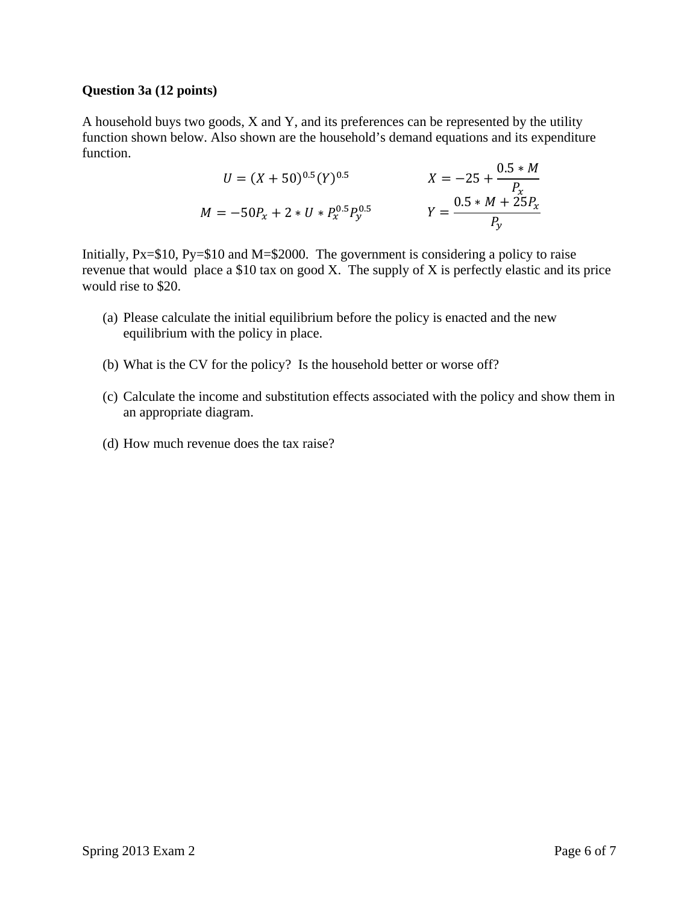**Question 3a (12 points)**

A household buys two goods, X and Y, and its preferences can be represented by the utility function shown below. Also shown are the household's demand equations and its expenditure function.

$$U = (X + 50)^{0.5}(Y)^{0.5} \qquad X = -25 + \frac{0.5 * M}{P_x}$$

$$M = -50P_x + 2 * U * P_x^{0.5}P_y^{0.5} \qquad Y = \frac{0.5 * M + 25P_x}{P_y}$$

Initially, Px=$10, Py=$10 and M=$2000. The government is considering a policy to raise revenue that would place a $10 tax on good X. The supply of X is perfectly elastic and its price would rise to $20.

(a) Please calculate the initial equilibrium before the policy is enacted and the new equilibrium with the policy in place.

(b) What is the CV for the policy? Is the household better or worse off?

(c) Calculate the income and substitution effects associated with the policy and show them in an appropriate diagram.

(d) How much revenue does the tax raise?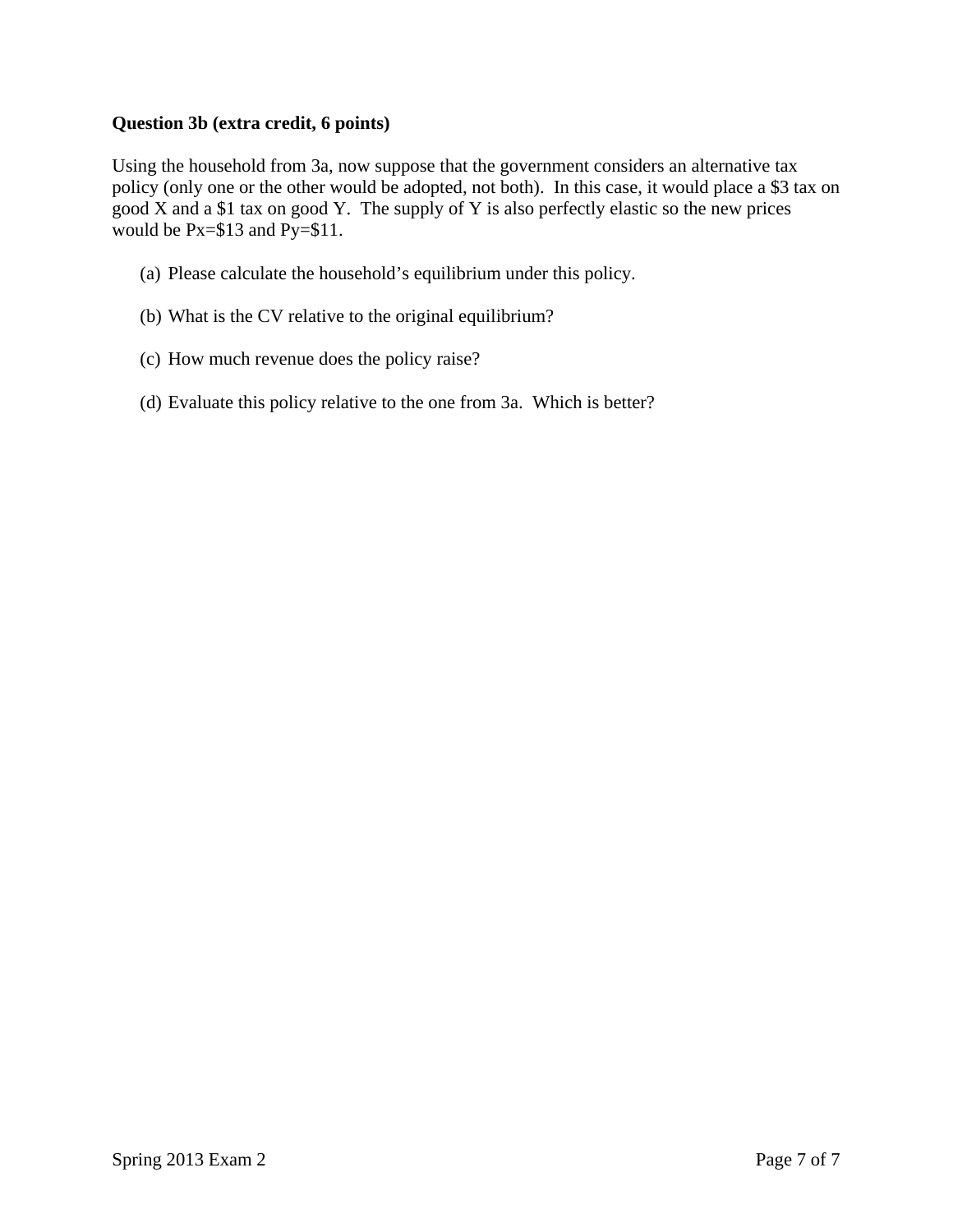**Question 3b (extra credit, 6 points)**

Using the household from 3a, now suppose that the government considers an alternative tax policy (only one or the other would be adopted, not both). In this case, it would place a $3 tax on good X and a $1 tax on good Y. The supply of Y is also perfectly elastic so the new prices would be Px=$13 and Py=$11.

(a) Please calculate the household's equilibrium under this policy.

(b) What is the CV relative to the original equilibrium?

(c) How much revenue does the policy raise?

(d) Evaluate this policy relative to the one from 3a. Which is better?